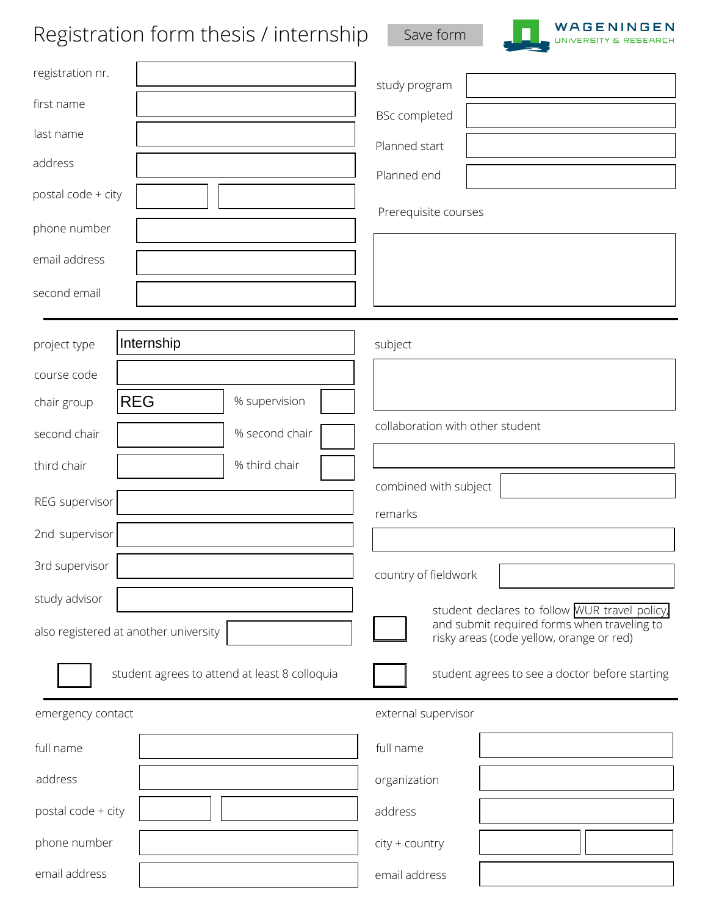# Registration form thesis / internship

Save form

WAGENINGEN UNIVERSITY & RESEARCH

| | |
|---|---|
| registration nr. | |
| first name | |
| last name | |
| address | |
| postal code + city | |
| phone number | |
| email address | |
| second email | |

| | |
|---|---|
| study program | |
| BSc completed | |
| Planned start | |
| Planned end | |

Prerequisite courses

---

| | | | |
|---|---|---|---|
| project type | Internship | | |
| course code | | | |
| chair group | REG | % supervision | |
| second chair | | % second chair | |
| third chair | | % third chair | |
| REG supervisor | | | |
| 2nd supervisor | | | |
| 3rd supervisor | | | |
| study advisor | | | |
| also registered at another university | | | |

☐ student agrees to attend at least 8 colloquia

subject

collaboration with other student

combined with subject

remarks

country of fieldwork

☐ student declares to follow WUR travel policy, and submit required forms when traveling to risky areas (code yellow, orange or red)

☐ student agrees to see a doctor before starting

---

## emergency contact

| | |
|---|---|
| full name | |
| address | |
| postal code + city | |
| phone number | |
| email address | |

## external supervisor

| | |
|---|---|
| full name | |
| organization | |
| address | |
| city + country | |
| email address | |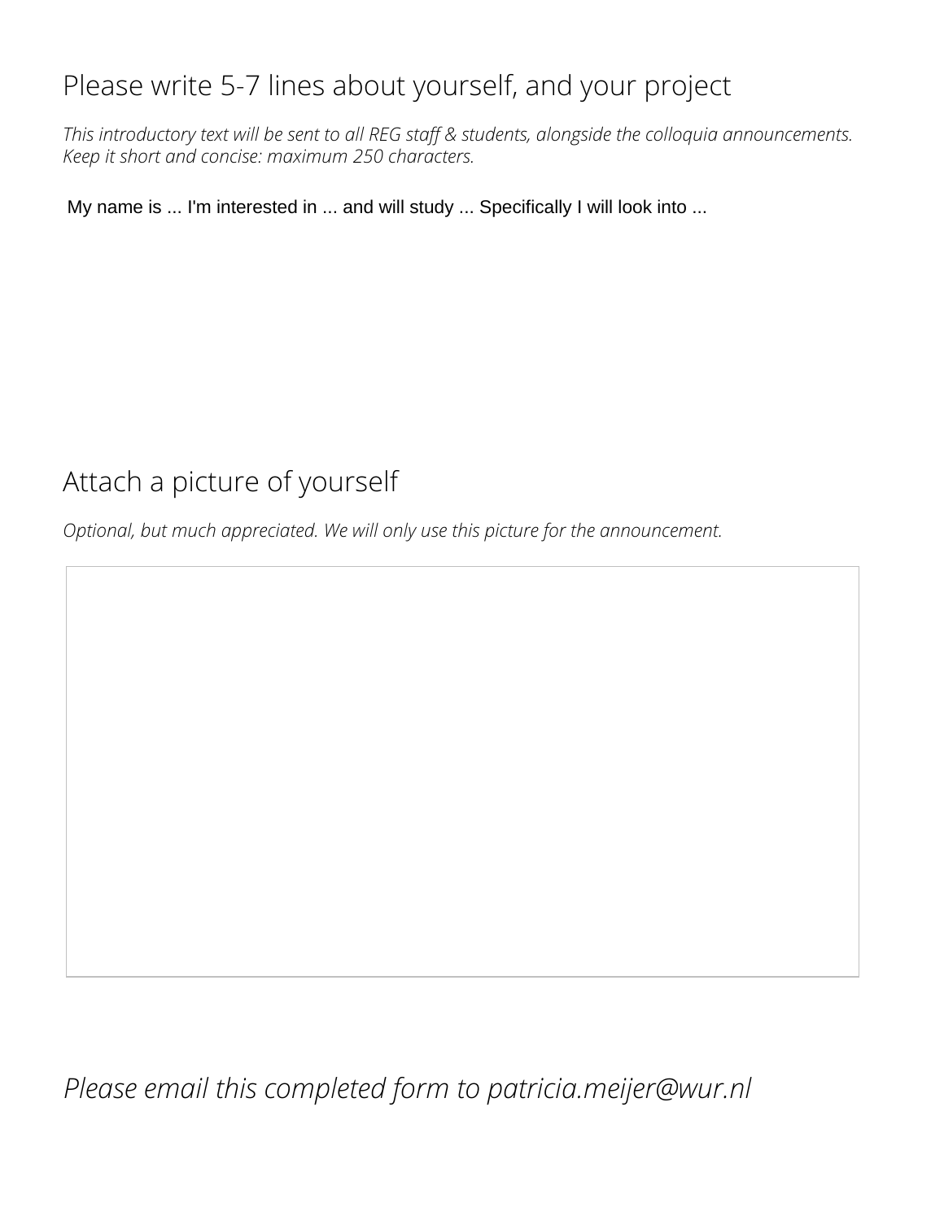## Please write 5-7 lines about yourself, and your project

*This introductory text will be sent to all REG staff & students, alongside the colloquia announcements. Keep it short and concise: maximum 250 characters.*

My name is ... I'm interested in ... and will study ... Specifically I will look into ...

## Attach a picture of yourself

*Optional, but much appreciated. We will only use this picture for the announcement.*

*Please email this completed form to patricia.meijer@wur.nl*